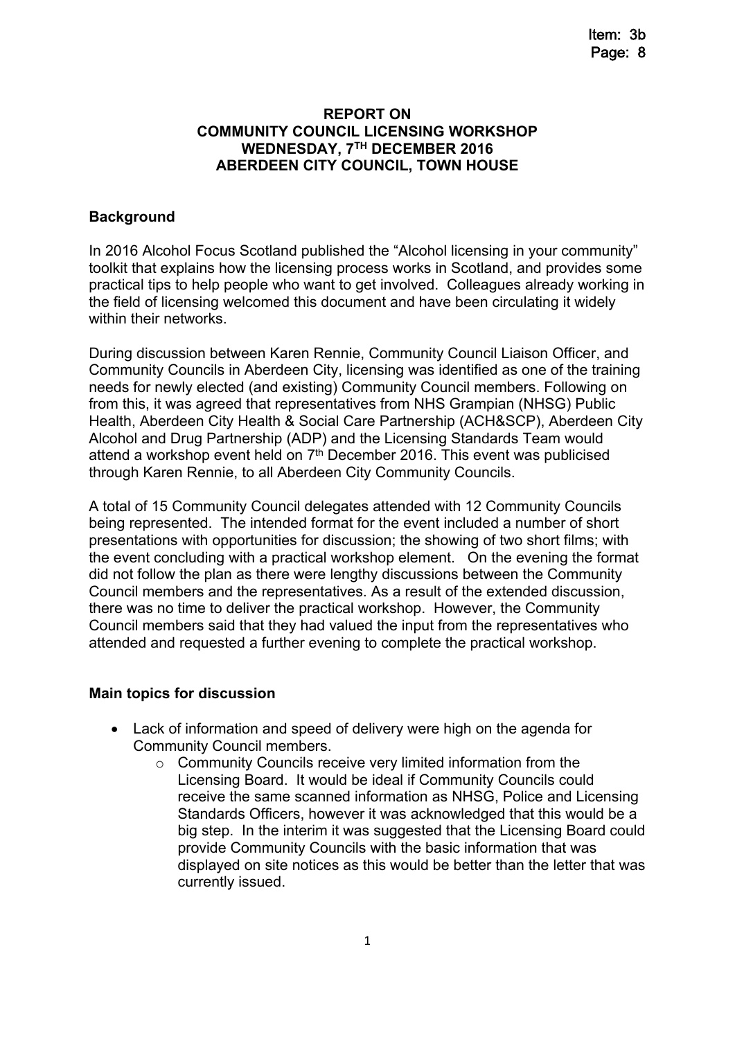**REPORT ON**
**COMMUNITY COUNCIL LICENSING WORKSHOP**
**WEDNESDAY, 7TH DECEMBER 2016**
**ABERDEEN CITY COUNCIL, TOWN HOUSE**

## Background

In 2016 Alcohol Focus Scotland published the "Alcohol licensing in your community" toolkit that explains how the licensing process works in Scotland, and provides some practical tips to help people who want to get involved. Colleagues already working in the field of licensing welcomed this document and have been circulating it widely within their networks.

During discussion between Karen Rennie, Community Council Liaison Officer, and Community Councils in Aberdeen City, licensing was identified as one of the training needs for newly elected (and existing) Community Council members. Following on from this, it was agreed that representatives from NHS Grampian (NHSG) Public Health, Aberdeen City Health & Social Care Partnership (ACH&SCP), Aberdeen City Alcohol and Drug Partnership (ADP) and the Licensing Standards Team would attend a workshop event held on 7th December 2016. This event was publicised through Karen Rennie, to all Aberdeen City Community Councils.

A total of 15 Community Council delegates attended with 12 Community Councils being represented. The intended format for the event included a number of short presentations with opportunities for discussion; the showing of two short films; with the event concluding with a practical workshop element. On the evening the format did not follow the plan as there were lengthy discussions between the Community Council members and the representatives. As a result of the extended discussion, there was no time to deliver the practical workshop. However, the Community Council members said that they had valued the input from the representatives who attended and requested a further evening to complete the practical workshop.

## Main topics for discussion

- Lack of information and speed of delivery were high on the agenda for Community Council members.
    - Community Councils receive very limited information from the Licensing Board. It would be ideal if Community Councils could receive the same scanned information as NHSG, Police and Licensing Standards Officers, however it was acknowledged that this would be a big step. In the interim it was suggested that the Licensing Board could provide Community Councils with the basic information that was displayed on site notices as this would be better than the letter that was currently issued.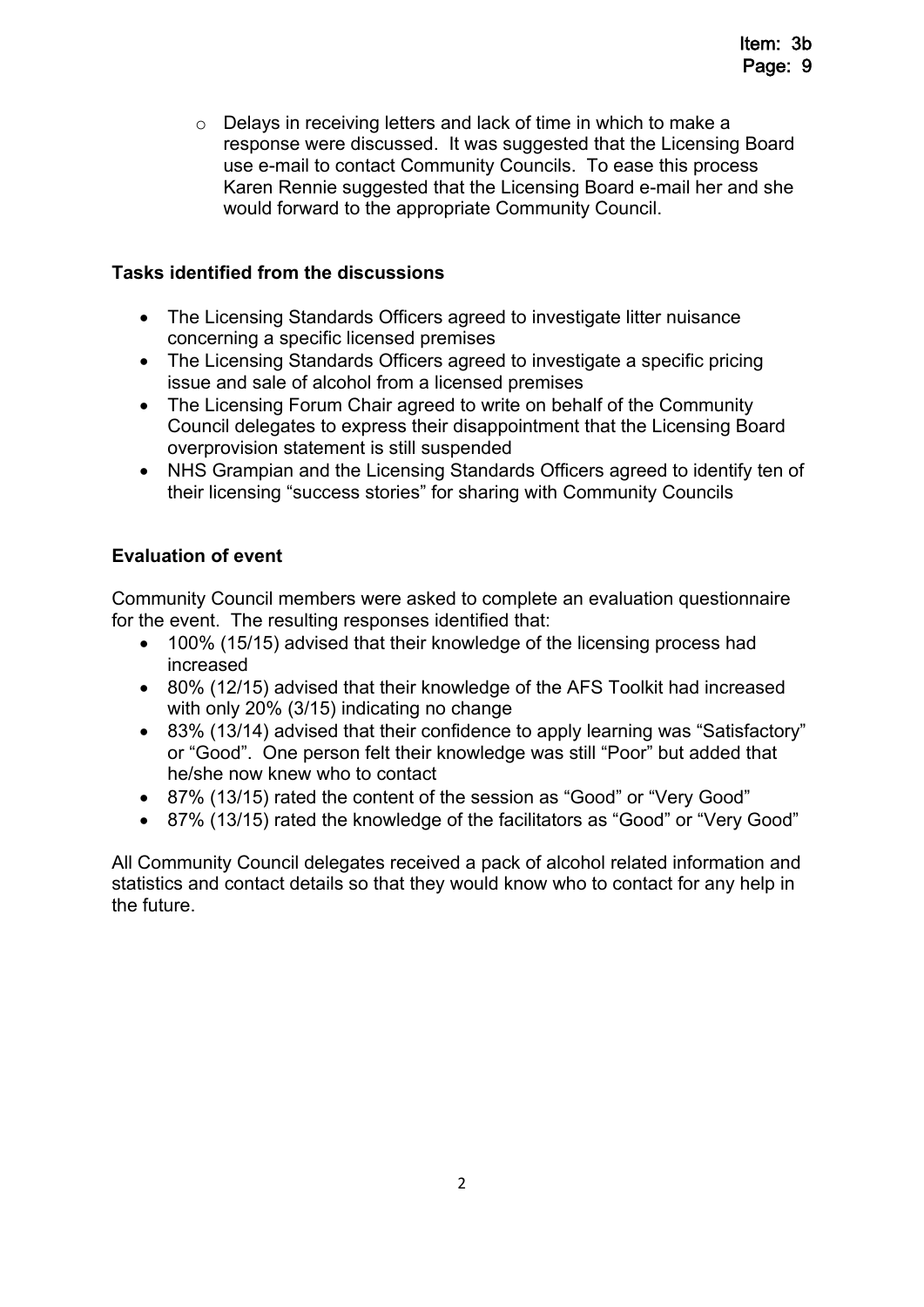- Delays in receiving letters and lack of time in which to make a response were discussed. It was suggested that the Licensing Board use e-mail to contact Community Councils. To ease this process Karen Rennie suggested that the Licensing Board e-mail her and she would forward to the appropriate Community Council.

**Tasks identified from the discussions**

- The Licensing Standards Officers agreed to investigate litter nuisance concerning a specific licensed premises
- The Licensing Standards Officers agreed to investigate a specific pricing issue and sale of alcohol from a licensed premises
- The Licensing Forum Chair agreed to write on behalf of the Community Council delegates to express their disappointment that the Licensing Board overprovision statement is still suspended
- NHS Grampian and the Licensing Standards Officers agreed to identify ten of their licensing "success stories" for sharing with Community Councils

**Evaluation of event**

Community Council members were asked to complete an evaluation questionnaire for the event. The resulting responses identified that:

- 100% (15/15) advised that their knowledge of the licensing process had increased
- 80% (12/15) advised that their knowledge of the AFS Toolkit had increased with only 20% (3/15) indicating no change
- 83% (13/14) advised that their confidence to apply learning was "Satisfactory" or "Good". One person felt their knowledge was still "Poor" but added that he/she now knew who to contact
- 87% (13/15) rated the content of the session as "Good" or "Very Good"
- 87% (13/15) rated the knowledge of the facilitators as "Good" or "Very Good"

All Community Council delegates received a pack of alcohol related information and statistics and contact details so that they would know who to contact for any help in the future.